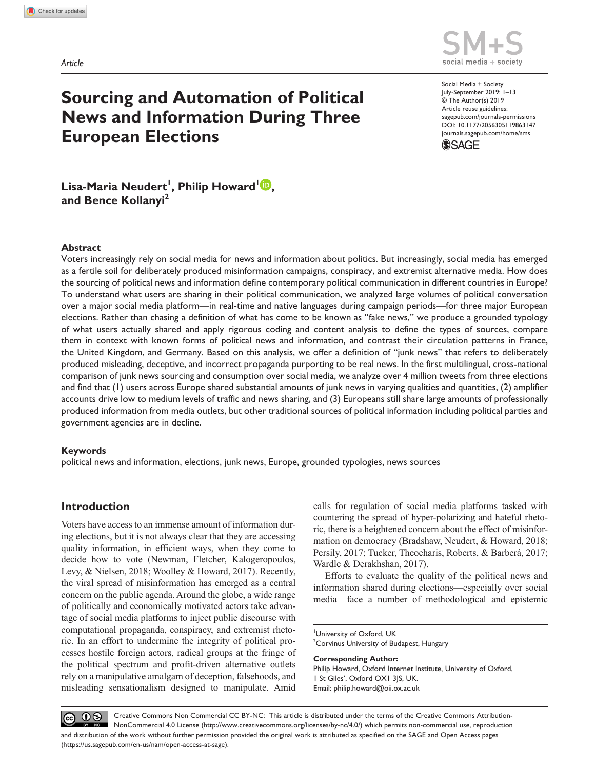Article

# Sourcing and Automation of Political News and Information During Three European Elections

Social Media + Society
July-September 2019: 1–13
© The Author(s) 2019
Article reuse guidelines:
sagepub.com/journals-permissions
DOI: 10.1177/2056305119863147
journals.sagepub.com/home/sms

**Lisa-Maria Neudert[1], Philip Howard[1], and Bence Kollanyi[2]**

### Abstract

Voters increasingly rely on social media for news and information about politics. But increasingly, social media has emerged as a fertile soil for deliberately produced misinformation campaigns, conspiracy, and extremist alternative media. How does the sourcing of political news and information define contemporary political communication in different countries in Europe? To understand what users are sharing in their political communication, we analyzed large volumes of political conversation over a major social media platform—in real-time and native languages during campaign periods—for three major European elections. Rather than chasing a definition of what has come to be known as "fake news," we produce a grounded typology of what users actually shared and apply rigorous coding and content analysis to define the types of sources, compare them in context with known forms of political news and information, and contrast their circulation patterns in France, the United Kingdom, and Germany. Based on this analysis, we offer a definition of "junk news" that refers to deliberately produced misleading, deceptive, and incorrect propaganda purporting to be real news. In the first multilingual, cross-national comparison of junk news sourcing and consumption over social media, we analyze over 4 million tweets from three elections and find that (1) users across Europe shared substantial amounts of junk news in varying qualities and quantities, (2) amplifier accounts drive low to medium levels of traffic and news sharing, and (3) Europeans still share large amounts of professionally produced information from media outlets, but other traditional sources of political information including political parties and government agencies are in decline.

### Keywords

political news and information, elections, junk news, Europe, grounded typologies, news sources

## Introduction

Voters have access to an immense amount of information during elections, but it is not always clear that they are accessing quality information, in efficient ways, when they come to decide how to vote (Newman, Fletcher, Kalogeropoulos, Levy, & Nielsen, 2018; Woolley & Howard, 2017). Recently, the viral spread of misinformation has emerged as a central concern on the public agenda. Around the globe, a wide range of politically and economically motivated actors take advantage of social media platforms to inject public discourse with computational propaganda, conspiracy, and extremist rhetoric. In an effort to undermine the integrity of political processes hostile foreign actors, radical groups at the fringe of the political spectrum and profit-driven alternative outlets rely on a manipulative amalgam of deception, falsehoods, and misleading sensationalism designed to manipulate. Amid calls for regulation of social media platforms tasked with countering the spread of hyper-polarizing and hateful rhetoric, there is a heightened concern about the effect of misinformation on democracy (Bradshaw, Neudert, & Howard, 2018; Persily, 2017; Tucker, Theocharis, Roberts, & Barberá, 2017; Wardle & Derakhshan, 2017).

Efforts to evaluate the quality of the political news and information shared during elections—especially over social media—face a number of methodological and epistemic

[1]University of Oxford, UK
[2]Corvinus University of Budapest, Hungary

**Corresponding Author:**
Philip Howard, Oxford Internet Institute, University of Oxford, 1 St Giles', Oxford OX1 3JS, UK.
Email: philip.howard@oii.ox.ac.uk

Creative Commons Non Commercial CC BY-NC: This article is distributed under the terms of the Creative Commons Attribution-NonCommercial 4.0 License (http://www.creativecommons.org/licenses/by-nc/4.0/) which permits non-commercial use, reproduction and distribution of the work without further permission provided the original work is attributed as specified on the SAGE and Open Access pages (https://us.sagepub.com/en-us/nam/open-access-at-sage).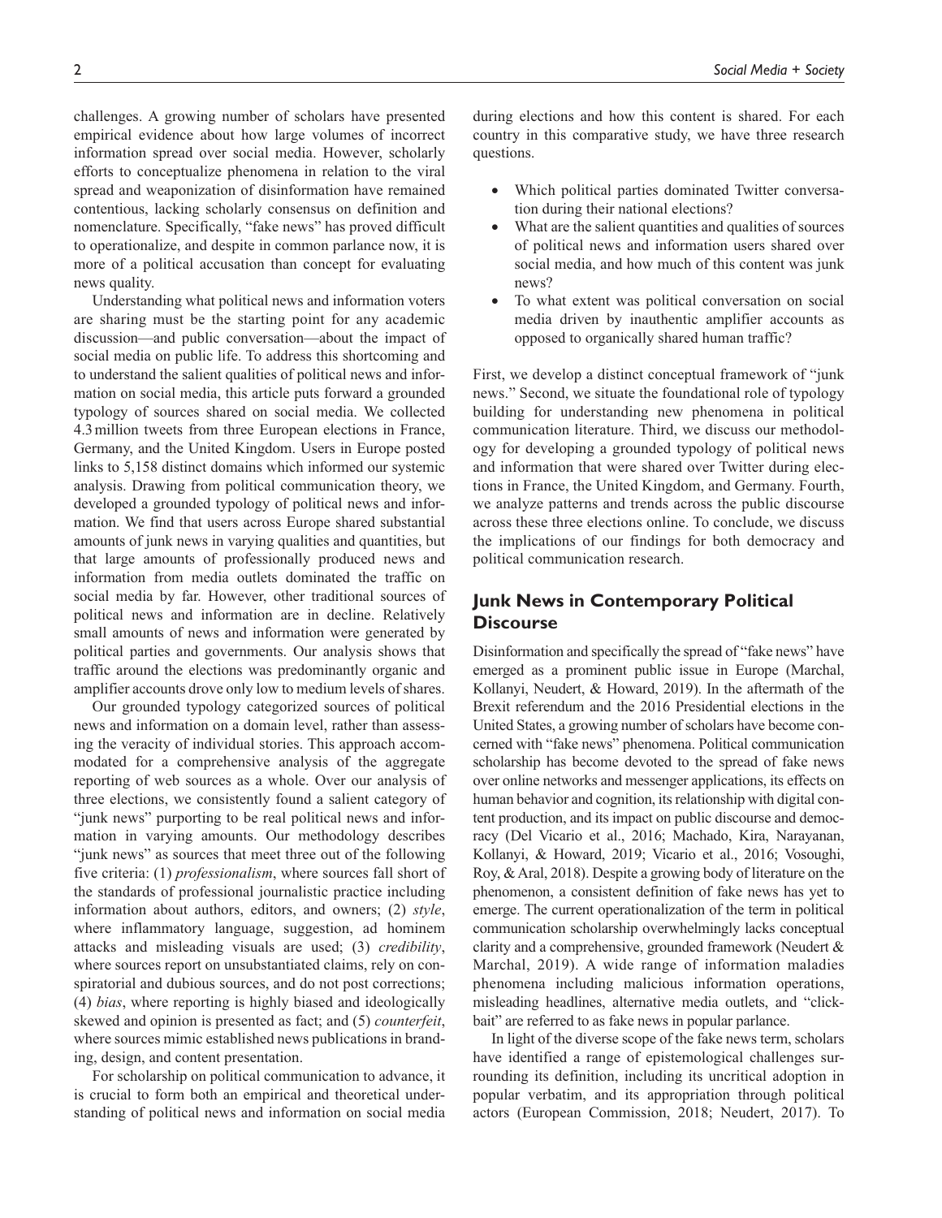challenges. A growing number of scholars have presented empirical evidence about how large volumes of incorrect information spread over social media. However, scholarly efforts to conceptualize phenomena in relation to the viral spread and weaponization of disinformation have remained contentious, lacking scholarly consensus on definition and nomenclature. Specifically, "fake news" has proved difficult to operationalize, and despite in common parlance now, it is more of a political accusation than concept for evaluating news quality.

Understanding what political news and information voters are sharing must be the starting point for any academic discussion—and public conversation—about the impact of social media on public life. To address this shortcoming and to understand the salient qualities of political news and information on social media, this article puts forward a grounded typology of sources shared on social media. We collected 4.3 million tweets from three European elections in France, Germany, and the United Kingdom. Users in Europe posted links to 5,158 distinct domains which informed our systemic analysis. Drawing from political communication theory, we developed a grounded typology of political news and information. We find that users across Europe shared substantial amounts of junk news in varying qualities and quantities, but that large amounts of professionally produced news and information from media outlets dominated the traffic on social media by far. However, other traditional sources of political news and information are in decline. Relatively small amounts of news and information were generated by political parties and governments. Our analysis shows that traffic around the elections was predominantly organic and amplifier accounts drove only low to medium levels of shares.

Our grounded typology categorized sources of political news and information on a domain level, rather than assessing the veracity of individual stories. This approach accommodated for a comprehensive analysis of the aggregate reporting of web sources as a whole. Over our analysis of three elections, we consistently found a salient category of "junk news" purporting to be real political news and information in varying amounts. Our methodology describes "junk news" as sources that meet three out of the following five criteria: (1) *professionalism*, where sources fall short of the standards of professional journalistic practice including information about authors, editors, and owners; (2) *style*, where inflammatory language, suggestion, ad hominem attacks and misleading visuals are used; (3) *credibility*, where sources report on unsubstantiated claims, rely on conspiratorial and dubious sources, and do not post corrections; (4) *bias*, where reporting is highly biased and ideologically skewed and opinion is presented as fact; and (5) *counterfeit*, where sources mimic established news publications in branding, design, and content presentation.

For scholarship on political communication to advance, it is crucial to form both an empirical and theoretical understanding of political news and information on social media during elections and how this content is shared. For each country in this comparative study, we have three research questions.

- Which political parties dominated Twitter conversation during their national elections?
- What are the salient quantities and qualities of sources of political news and information users shared over social media, and how much of this content was junk news?
- To what extent was political conversation on social media driven by inauthentic amplifier accounts as opposed to organically shared human traffic?

First, we develop a distinct conceptual framework of "junk news." Second, we situate the foundational role of typology building for understanding new phenomena in political communication literature. Third, we discuss our methodology for developing a grounded typology of political news and information that were shared over Twitter during elections in France, the United Kingdom, and Germany. Fourth, we analyze patterns and trends across the public discourse across these three elections online. To conclude, we discuss the implications of our findings for both democracy and political communication research.

## Junk News in Contemporary Political Discourse

Disinformation and specifically the spread of "fake news" have emerged as a prominent public issue in Europe (Marchal, Kollanyi, Neudert, & Howard, 2019). In the aftermath of the Brexit referendum and the 2016 Presidential elections in the United States, a growing number of scholars have become concerned with "fake news" phenomena. Political communication scholarship has become devoted to the spread of fake news over online networks and messenger applications, its effects on human behavior and cognition, its relationship with digital content production, and its impact on public discourse and democracy (Del Vicario et al., 2016; Machado, Kira, Narayanan, Kollanyi, & Howard, 2019; Vicario et al., 2016; Vosoughi, Roy, & Aral, 2018). Despite a growing body of literature on the phenomenon, a consistent definition of fake news has yet to emerge. The current operationalization of the term in political communication scholarship overwhelmingly lacks conceptual clarity and a comprehensive, grounded framework (Neudert & Marchal, 2019). A wide range of information maladies phenomena including malicious information operations, misleading headlines, alternative media outlets, and "clickbait" are referred to as fake news in popular parlance.

In light of the diverse scope of the fake news term, scholars have identified a range of epistemological challenges surrounding its definition, including its uncritical adoption in popular verbatim, and its appropriation through political actors (European Commission, 2018; Neudert, 2017). To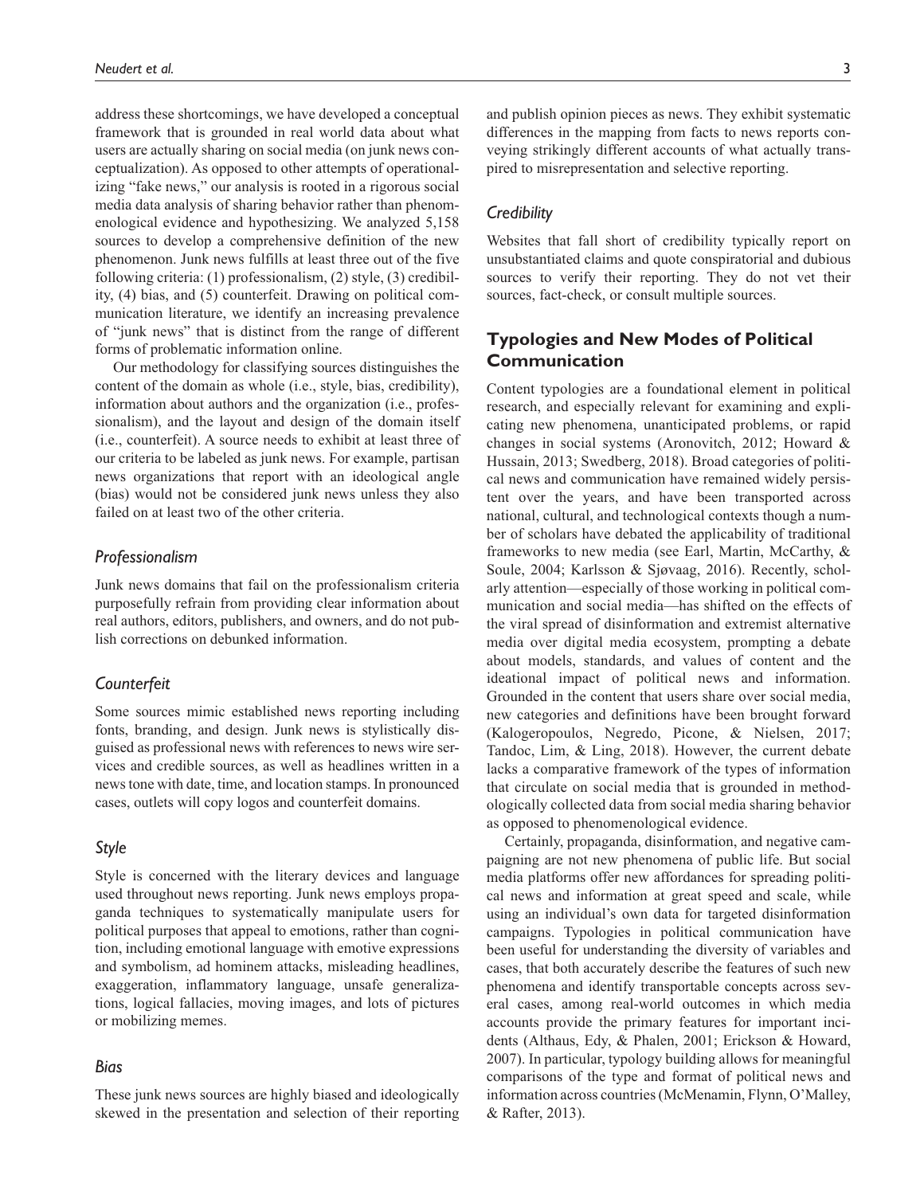address these shortcomings, we have developed a conceptual framework that is grounded in real world data about what users are actually sharing on social media (on junk news conceptualization). As opposed to other attempts of operationalizing "fake news," our analysis is rooted in a rigorous social media data analysis of sharing behavior rather than phenomenological evidence and hypothesizing. We analyzed 5,158 sources to develop a comprehensive definition of the new phenomenon. Junk news fulfills at least three out of the five following criteria: (1) professionalism, (2) style, (3) credibility, (4) bias, and (5) counterfeit. Drawing on political communication literature, we identify an increasing prevalence of "junk news" that is distinct from the range of different forms of problematic information online.

Our methodology for classifying sources distinguishes the content of the domain as whole (i.e., style, bias, credibility), information about authors and the organization (i.e., professionalism), and the layout and design of the domain itself (i.e., counterfeit). A source needs to exhibit at least three of our criteria to be labeled as junk news. For example, partisan news organizations that report with an ideological angle (bias) would not be considered junk news unless they also failed on at least two of the other criteria.

### *Professionalism*

Junk news domains that fail on the professionalism criteria purposefully refrain from providing clear information about real authors, editors, publishers, and owners, and do not publish corrections on debunked information.

### *Counterfeit*

Some sources mimic established news reporting including fonts, branding, and design. Junk news is stylistically disguised as professional news with references to news wire services and credible sources, as well as headlines written in a news tone with date, time, and location stamps. In pronounced cases, outlets will copy logos and counterfeit domains.

### *Style*

Style is concerned with the literary devices and language used throughout news reporting. Junk news employs propaganda techniques to systematically manipulate users for political purposes that appeal to emotions, rather than cognition, including emotional language with emotive expressions and symbolism, ad hominem attacks, misleading headlines, exaggeration, inflammatory language, unsafe generalizations, logical fallacies, moving images, and lots of pictures or mobilizing memes.

### *Bias*

These junk news sources are highly biased and ideologically skewed in the presentation and selection of their reporting and publish opinion pieces as news. They exhibit systematic differences in the mapping from facts to news reports conveying strikingly different accounts of what actually transpired to misrepresentation and selective reporting.

### *Credibility*

Websites that fall short of credibility typically report on unsubstantiated claims and quote conspiratorial and dubious sources to verify their reporting. They do not vet their sources, fact-check, or consult multiple sources.

## Typologies and New Modes of Political Communication

Content typologies are a foundational element in political research, and especially relevant for examining and explicating new phenomena, unanticipated problems, or rapid changes in social systems (Aronovitch, 2012; Howard & Hussain, 2013; Swedberg, 2018). Broad categories of political news and communication have remained widely persistent over the years, and have been transported across national, cultural, and technological contexts though a number of scholars have debated the applicability of traditional frameworks to new media (see Earl, Martin, McCarthy, & Soule, 2004; Karlsson & Sjøvaag, 2016). Recently, scholarly attention—especially of those working in political communication and social media—has shifted on the effects of the viral spread of disinformation and extremist alternative media over digital media ecosystem, prompting a debate about models, standards, and values of content and the ideational impact of political news and information. Grounded in the content that users share over social media, new categories and definitions have been brought forward (Kalogeropoulos, Negredo, Picone, & Nielsen, 2017; Tandoc, Lim, & Ling, 2018). However, the current debate lacks a comparative framework of the types of information that circulate on social media that is grounded in methodologically collected data from social media sharing behavior as opposed to phenomenological evidence.

Certainly, propaganda, disinformation, and negative campaigning are not new phenomena of public life. But social media platforms offer new affordances for spreading political news and information at great speed and scale, while using an individual's own data for targeted disinformation campaigns. Typologies in political communication have been useful for understanding the diversity of variables and cases, that both accurately describe the features of such new phenomena and identify transportable concepts across several cases, among real-world outcomes in which media accounts provide the primary features for important incidents (Althaus, Edy, & Phalen, 2001; Erickson & Howard, 2007). In particular, typology building allows for meaningful comparisons of the type and format of political news and information across countries (McMenamin, Flynn, O'Malley, & Rafter, 2013).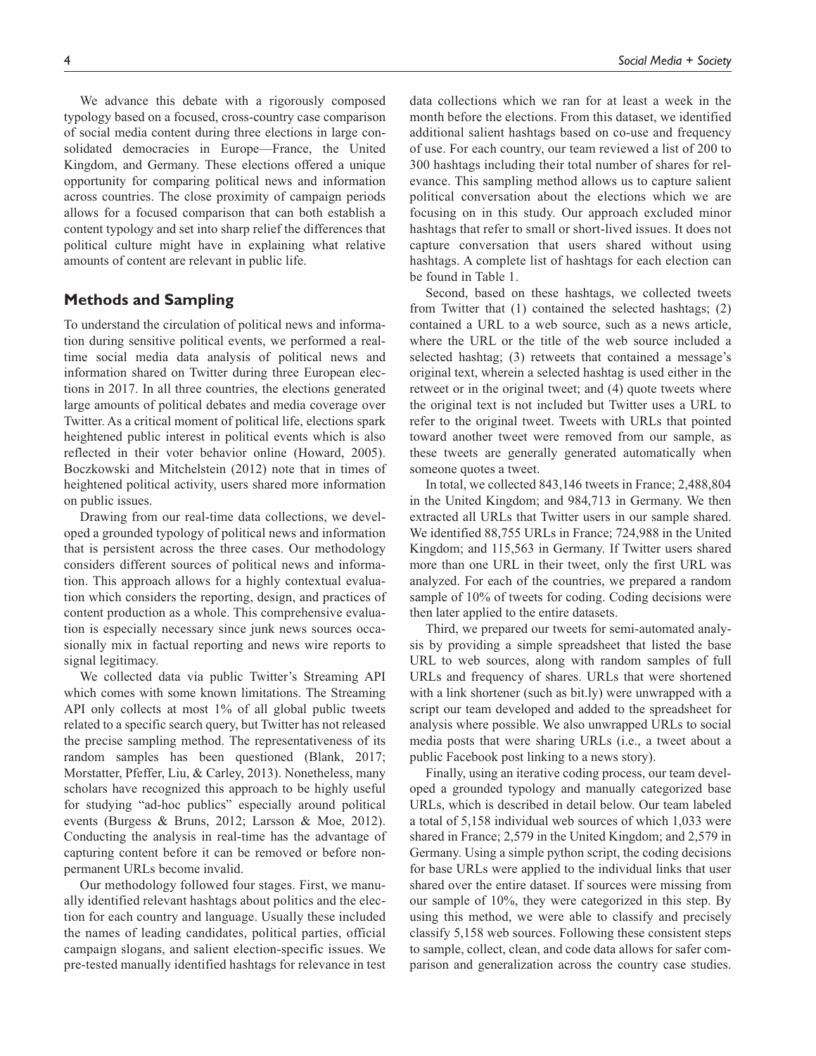We advance this debate with a rigorously composed typology based on a focused, cross-country case comparison of social media content during three elections in large consolidated democracies in Europe—France, the United Kingdom, and Germany. These elections offered a unique opportunity for comparing political news and information across countries. The close proximity of campaign periods allows for a focused comparison that can both establish a content typology and set into sharp relief the differences that political culture might have in explaining what relative amounts of content are relevant in public life.

## Methods and Sampling

To understand the circulation of political news and information during sensitive political events, we performed a real-time social media data analysis of political news and information shared on Twitter during three European elections in 2017. In all three countries, the elections generated large amounts of political debates and media coverage over Twitter. As a critical moment of political life, elections spark heightened public interest in political events which is also reflected in their voter behavior online (Howard, 2005). Boczkowski and Mitchelstein (2012) note that in times of heightened political activity, users shared more information on public issues.

Drawing from our real-time data collections, we developed a grounded typology of political news and information that is persistent across the three cases. Our methodology considers different sources of political news and information. This approach allows for a highly contextual evaluation which considers the reporting, design, and practices of content production as a whole. This comprehensive evaluation is especially necessary since junk news sources occasionally mix in factual reporting and news wire reports to signal legitimacy.

We collected data via public Twitter's Streaming API which comes with some known limitations. The Streaming API only collects at most 1% of all global public tweets related to a specific search query, but Twitter has not released the precise sampling method. The representativeness of its random samples has been questioned (Blank, 2017; Morstatter, Pfeffer, Liu, & Carley, 2013). Nonetheless, many scholars have recognized this approach to be highly useful for studying "ad-hoc publics" especially around political events (Burgess & Bruns, 2012; Larsson & Moe, 2012). Conducting the analysis in real-time has the advantage of capturing content before it can be removed or before non-permanent URLs become invalid.

Our methodology followed four stages. First, we manually identified relevant hashtags about politics and the election for each country and language. Usually these included the names of leading candidates, political parties, official campaign slogans, and salient election-specific issues. We pre-tested manually identified hashtags for relevance in test data collections which we ran for at least a week in the month before the elections. From this dataset, we identified additional salient hashtags based on co-use and frequency of use. For each country, our team reviewed a list of 200 to 300 hashtags including their total number of shares for relevance. This sampling method allows us to capture salient political conversation about the elections which we are focusing on in this study. Our approach excluded minor hashtags that refer to small or short-lived issues. It does not capture conversation that users shared without using hashtags. A complete list of hashtags for each election can be found in Table 1.

Second, based on these hashtags, we collected tweets from Twitter that (1) contained the selected hashtags; (2) contained a URL to a web source, such as a news article, where the URL or the title of the web source included a selected hashtag; (3) retweets that contained a message's original text, wherein a selected hashtag is used either in the retweet or in the original tweet; and (4) quote tweets where the original text is not included but Twitter uses a URL to refer to the original tweet. Tweets with URLs that pointed toward another tweet were removed from our sample, as these tweets are generally generated automatically when someone quotes a tweet.

In total, we collected 843,146 tweets in France; 2,488,804 in the United Kingdom; and 984,713 in Germany. We then extracted all URLs that Twitter users in our sample shared. We identified 88,755 URLs in France; 724,988 in the United Kingdom; and 115,563 in Germany. If Twitter users shared more than one URL in their tweet, only the first URL was analyzed. For each of the countries, we prepared a random sample of 10% of tweets for coding. Coding decisions were then later applied to the entire datasets.

Third, we prepared our tweets for semi-automated analysis by providing a simple spreadsheet that listed the base URL to web sources, along with random samples of full URLs and frequency of shares. URLs that were shortened with a link shortener (such as bit.ly) were unwrapped with a script our team developed and added to the spreadsheet for analysis where possible. We also unwrapped URLs to social media posts that were sharing URLs (i.e., a tweet about a public Facebook post linking to a news story).

Finally, using an iterative coding process, our team developed a grounded typology and manually categorized base URLs, which is described in detail below. Our team labeled a total of 5,158 individual web sources of which 1,033 were shared in France; 2,579 in the United Kingdom; and 2,579 in Germany. Using a simple python script, the coding decisions for base URLs were applied to the individual links that user shared over the entire dataset. If sources were missing from our sample of 10%, they were categorized in this step. By using this method, we were able to classify and precisely classify 5,158 web sources. Following these consistent steps to sample, collect, clean, and code data allows for safer comparison and generalization across the country case studies.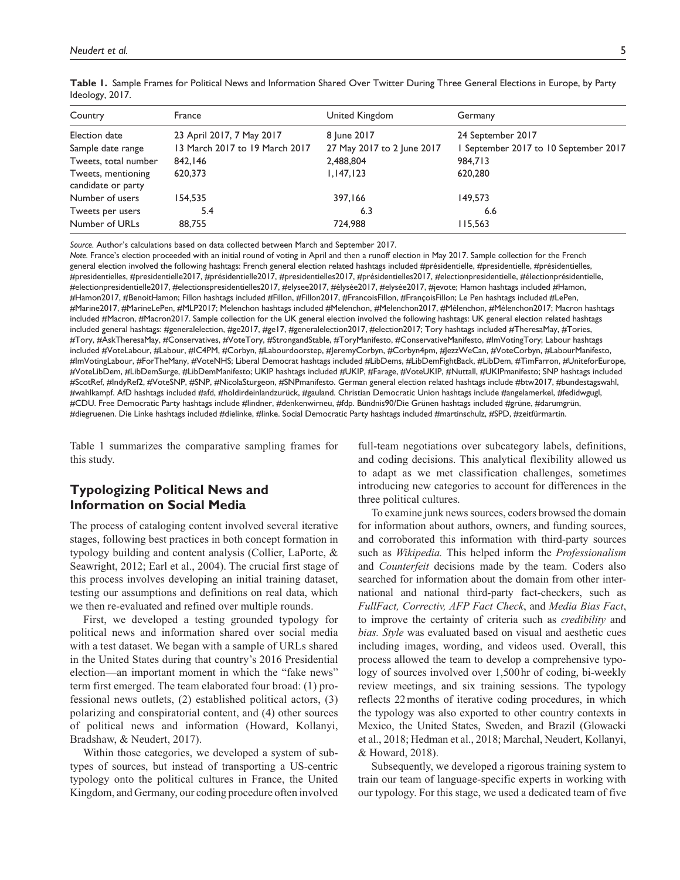**Table 1.** Sample Frames for Political News and Information Shared Over Twitter During Three General Elections in Europe, by Party Ideology, 2017.

| Country | France | United Kingdom | Germany |
|---|---|---|---|
| Election date | 23 April 2017, 7 May 2017 | 8 June 2017 | 24 September 2017 |
| Sample date range | 13 March 2017 to 19 March 2017 | 27 May 2017 to 2 June 2017 | 1 September 2017 to 10 September 2017 |
| Tweets, total number | 842,146 | 2,488,804 | 984,713 |
| Tweets, mentioning candidate or party | 620,373 | 1,147,123 | 620,280 |
| Number of users | 154,535 | 397,166 | 149,573 |
| Tweets per users | 5.4 | 6.3 | 6.6 |
| Number of URLs | 88,755 | 724,988 | 115,563 |

*Source.* Author's calculations based on data collected between March and September 2017.

*Note.* France's election proceeded with an initial round of voting in April and then a runoff election in May 2017. Sample collection for the French general election involved the following hashtags: French general election related hashtags included #présidentielle, #presidentielle, #présidentielles, #presidentielles, #presidentielle2017, #présidentielle2017, #presidentielles2017, #présidentielles2017, #electionpresidentielle, #électionprésidentielle, #electionpresidentielle2017, #electionspresidentielles2017, #elysee2017, #élysée2017, #elysée2017, #jevote; Hamon hashtags included #Hamon, #Hamon2017, #BenoitHamon; Fillon hashtags included #Fillon, #Fillon2017, #FrancoisFillon, #FrançoisFillon; Le Pen hashtags included #LePen, #Marine2017, #MarineLePen, #MLP2017; Melenchon hashtags included #Melenchon, #Melenchon2017, #Mélenchon, #Mélenchon2017; Macron hashtags included #Macron, #Macron2017. Sample collection for the UK general election involved the following hashtags: UK general election related hashtags included general hashtags: #generalelection, #ge2017, #ge17, #generalelection2017, #election2017; Tory hashtags included #TheresaMay, #Tories, #Tory, #AskTheresaMay, #Conservatives, #VoteTory, #StrongandStable, #ToryManifesto, #ConservativeManifesto, #ImVotingTory; Labour hashtags included #VoteLabour, #Labour, #IC4PM, #Corbyn, #Labourdoorstep, #JeremyCorbyn, #Corbyn4pm, #JezzWeCan, #VoteCorbyn, #LabourManifesto, #ImVotingLabour, #ForTheMany, #VoteNHS; Liberal Democrat hashtags included #LibDems, #LibDemFightBack, #LibDem, #TimFarron, #UniteforEurope, #VoteLibDem, #LibDemSurge, #LibDemManifesto; UKIP hashtags included #UKIP, #Farage, #VoteUKIP, #Nuttall, #UKIPmanifesto; SNP hashtags included #ScotRef, #IndyRef2, #VoteSNP, #SNP, #NicolaSturgeon, #SNPmanifesto. German general election related hashtags include #btw2017, #bundestagswahl, #wahlkampf. AfD hashtags included #afd, #holdirdeinlandzurück, #gauland. Christian Democratic Union hashtags include #angelamerkel, #fedidwgugl, #CDU. Free Democratic Party hashtags include #lindner, #denkenwirneu, #fdp. Bündnis90/Die Grünen hashtags included #grüne, #darumgrün, #diegruenen. Die Linke hashtags included #dielinke, #linke. Social Democratic Party hashtags included #martinschulz, #SPD, #zeitfürmartin.

Table 1 summarizes the comparative sampling frames for this study.

## Typologizing Political News and Information on Social Media

The process of cataloging content involved several iterative stages, following best practices in both concept formation in typology building and content analysis (Collier, LaPorte, & Seawright, 2012; Earl et al., 2004). The crucial first stage of this process involves developing an initial training dataset, testing our assumptions and definitions on real data, which we then re-evaluated and refined over multiple rounds.

First, we developed a testing grounded typology for political news and information shared over social media with a test dataset. We began with a sample of URLs shared in the United States during that country's 2016 Presidential election—an important moment in which the "fake news" term first emerged. The team elaborated four broad: (1) professional news outlets, (2) established political actors, (3) polarizing and conspiratorial content, and (4) other sources of political news and information (Howard, Kollanyi, Bradshaw, & Neudert, 2017).

Within those categories, we developed a system of subtypes of sources, but instead of transporting a US-centric typology onto the political cultures in France, the United Kingdom, and Germany, our coding procedure often involved full-team negotiations over subcategory labels, definitions, and coding decisions. This analytical flexibility allowed us to adapt as we met classification challenges, sometimes introducing new categories to account for differences in the three political cultures.

To examine junk news sources, coders browsed the domain for information about authors, owners, and funding sources, and corroborated this information with third-party sources such as *Wikipedia.* This helped inform the *Professionalism* and *Counterfeit* decisions made by the team. Coders also searched for information about the domain from other international and national third-party fact-checkers, such as *FullFact, Correctiv, AFP Fact Check*, and *Media Bias Fact*, to improve the certainty of criteria such as *credibility* and *bias. Style* was evaluated based on visual and aesthetic cues including images, wording, and videos used. Overall, this process allowed the team to develop a comprehensive typology of sources involved over 1,500 hr of coding, bi-weekly review meetings, and six training sessions. The typology reflects 22 months of iterative coding procedures, in which the typology was also exported to other country contexts in Mexico, the United States, Sweden, and Brazil (Glowacki et al., 2018; Hedman et al., 2018; Marchal, Neudert, Kollanyi, & Howard, 2018).

Subsequently, we developed a rigorous training system to train our team of language-specific experts in working with our typology. For this stage, we used a dedicated team of five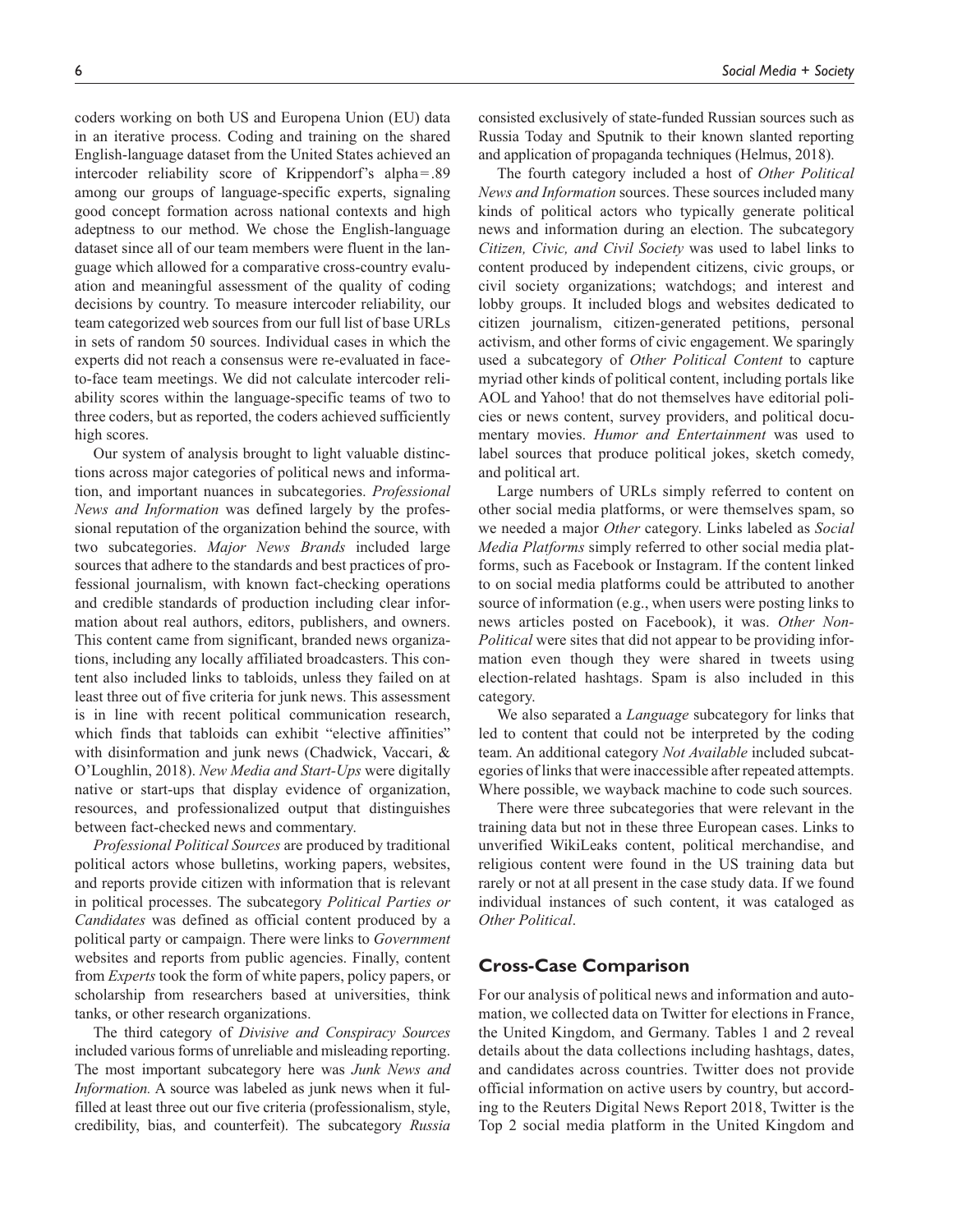coders working on both US and Europena Union (EU) data in an iterative process. Coding and training on the shared English-language dataset from the United States achieved an intercoder reliability score of Krippendorf's alpha = .89 among our groups of language-specific experts, signaling good concept formation across national contexts and high adeptness to our method. We chose the English-language dataset since all of our team members were fluent in the language which allowed for a comparative cross-country evaluation and meaningful assessment of the quality of coding decisions by country. To measure intercoder reliability, our team categorized web sources from our full list of base URLs in sets of random 50 sources. Individual cases in which the experts did not reach a consensus were re-evaluated in face-to-face team meetings. We did not calculate intercoder reliability scores within the language-specific teams of two to three coders, but as reported, the coders achieved sufficiently high scores.

Our system of analysis brought to light valuable distinctions across major categories of political news and information, and important nuances in subcategories. *Professional News and Information* was defined largely by the professional reputation of the organization behind the source, with two subcategories. *Major News Brands* included large sources that adhere to the standards and best practices of professional journalism, with known fact-checking operations and credible standards of production including clear information about real authors, editors, publishers, and owners. This content came from significant, branded news organizations, including any locally affiliated broadcasters. This content also included links to tabloids, unless they failed on at least three out of five criteria for junk news. This assessment is in line with recent political communication research, which finds that tabloids can exhibit "elective affinities" with disinformation and junk news (Chadwick, Vaccari, & O'Loughlin, 2018). *New Media and Start-Ups* were digitally native or start-ups that display evidence of organization, resources, and professionalized output that distinguishes between fact-checked news and commentary.

*Professional Political Sources* are produced by traditional political actors whose bulletins, working papers, websites, and reports provide citizen with information that is relevant in political processes. The subcategory *Political Parties or Candidates* was defined as official content produced by a political party or campaign. There were links to *Government* websites and reports from public agencies. Finally, content from *Experts* took the form of white papers, policy papers, or scholarship from researchers based at universities, think tanks, or other research organizations.

The third category of *Divisive and Conspiracy Sources* included various forms of unreliable and misleading reporting. The most important subcategory here was *Junk News and Information.* A source was labeled as junk news when it fulfilled at least three out our five criteria (professionalism, style, credibility, bias, and counterfeit). The subcategory *Russia* consisted exclusively of state-funded Russian sources such as Russia Today and Sputnik to their known slanted reporting and application of propaganda techniques (Helmus, 2018).

The fourth category included a host of *Other Political News and Information* sources. These sources included many kinds of political actors who typically generate political news and information during an election. The subcategory *Citizen, Civic, and Civil Society* was used to label links to content produced by independent citizens, civic groups, or civil society organizations; watchdogs; and interest and lobby groups. It included blogs and websites dedicated to citizen journalism, citizen-generated petitions, personal activism, and other forms of civic engagement. We sparingly used a subcategory of *Other Political Content* to capture myriad other kinds of political content, including portals like AOL and Yahoo! that do not themselves have editorial policies or news content, survey providers, and political documentary movies. *Humor and Entertainment* was used to label sources that produce political jokes, sketch comedy, and political art.

Large numbers of URLs simply referred to content on other social media platforms, or were themselves spam, so we needed a major *Other* category. Links labeled as *Social Media Platforms* simply referred to other social media platforms, such as Facebook or Instagram. If the content linked to on social media platforms could be attributed to another source of information (e.g., when users were posting links to news articles posted on Facebook), it was. *Other Non-Political* were sites that did not appear to be providing information even though they were shared in tweets using election-related hashtags. Spam is also included in this category.

We also separated a *Language* subcategory for links that led to content that could not be interpreted by the coding team. An additional category *Not Available* included subcategories of links that were inaccessible after repeated attempts. Where possible, we wayback machine to code such sources.

There were three subcategories that were relevant in the training data but not in these three European cases. Links to unverified WikiLeaks content, political merchandise, and religious content were found in the US training data but rarely or not at all present in the case study data. If we found individual instances of such content, it was cataloged as *Other Political*.

## Cross-Case Comparison

For our analysis of political news and information and automation, we collected data on Twitter for elections in France, the United Kingdom, and Germany. Tables 1 and 2 reveal details about the data collections including hashtags, dates, and candidates across countries. Twitter does not provide official information on active users by country, but according to the Reuters Digital News Report 2018, Twitter is the Top 2 social media platform in the United Kingdom and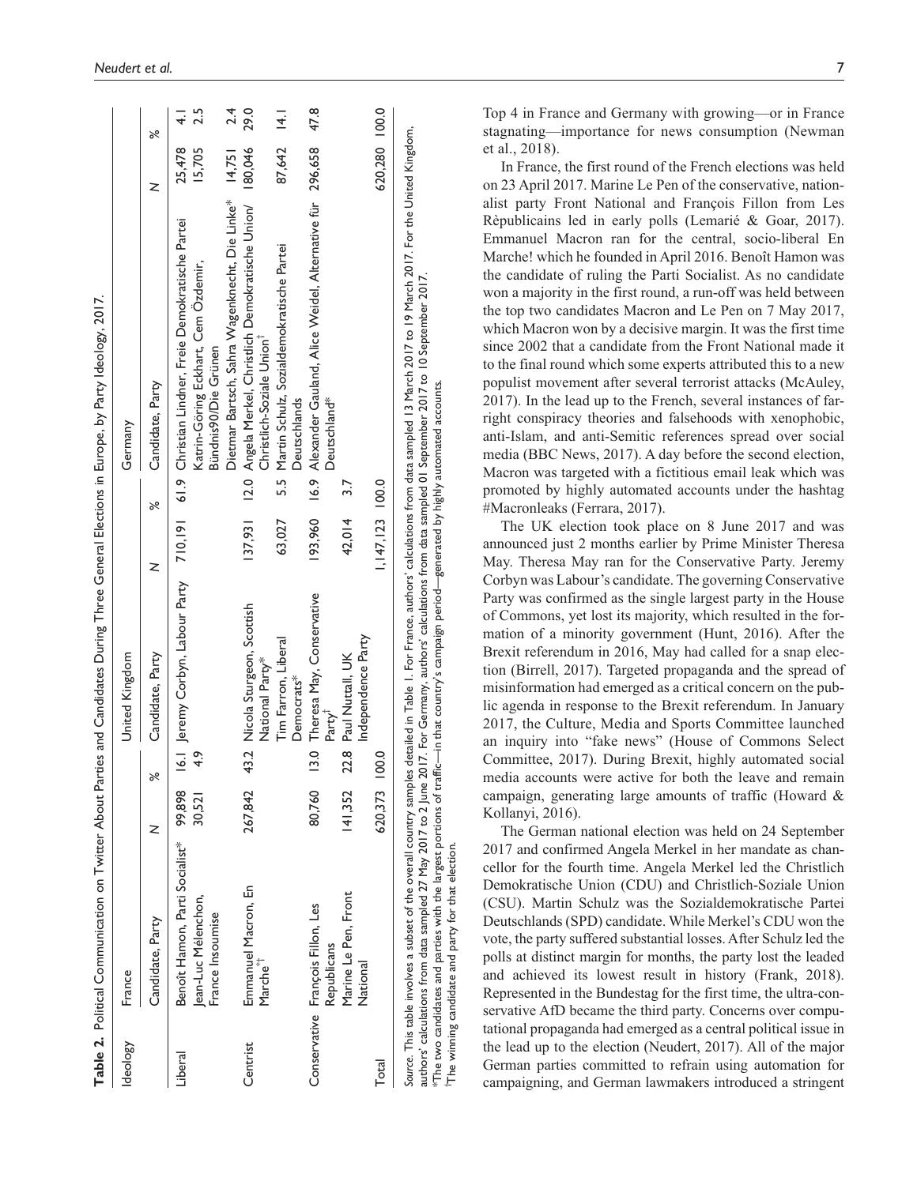**Table 2.** Political Communication on Twitter About Parties and Candidates During Three General Elections in Europe, by Party Ideology, 2017.

| Ideology | France | | | United Kingdom | | | Germany | | |
|---|---|---|---|---|---|---|---|---|---|
| | Candidate, Party | N | % | Candidate, Party | N | % | Candidate, Party | N | % |
| Liberal | Benoît Hamon, Parti Socialist* | 99,898 | 16.1 | Jeremy Corbyn, Labour Party | 710,191 | 61.9 | Christian Lindner, Freie Demokratische Partei | 25,478 | 4.1 |
| | Jean-Luc Mélenchon, France Insoumise | 30,521 | 4.9 | | | | Katrin-Göring Eckhart, Cem Özdemir, Bündnis90/Die Grünen | 15,705 | 2.5 |
| | | | | | | | Dietmar Bartsch, Sahra Wagenknecht, Die Linke* | 14,751 | 2.4 |
| Centrist | Emmanuel Macron, En Marche*† | 267,842 | 43.2 | Nicola Sturgeon, Scottish National Party* | 137,931 | 12.0 | Angela Merkel, Christlich Demokratische Union/ Christlich-Soziale Union† | 180,046 | 29.0 |
| | | | | Tim Farron, Liberal Democrats* | 63,027 | 5.5 | Martin Schulz, Sozialdemokratische Partei Deutschlands | 87,642 | 14.1 |
| Conservative | François Fillon, Les Republicans | 80,760 | 13.0 | Theresa May, Conservative Party† | 193,960 | 16.9 | Alexander Gauland, Alice Weidel, Alternative für Deutschland* | 296,658 | 47.8 |
| | Marine Le Pen, Front National | 141,352 | 22.8 | Paul Nuttall, UK Independence Party | 42,014 | 3.7 | | | |
| Total | | 620,373 | 100.0 | | 1,147,123 | 100.0 | | 620,280 | 100.0 |

*Source.* This table involves a subset of the overall country samples detailed in Table 1. For France, authors' calculations from data sampled 13 March 2017 to 19 March 2017. For the United Kingdom, authors' calculations from data sampled 27 May 2017 to 2 June 2017. For Germany, authors' calculations from data sampled 01 September 2017 to 10 September 2017.
*The two candidates and parties with the largest portions of traffic—in that country's campaign period—generated by highly automated accounts.
†The winning candidate and party for that election.

Top 4 in France and Germany with growing—or in France stagnating—importance for news consumption (Newman et al., 2018).

In France, the first round of the French elections was held on 23 April 2017. Marine Le Pen of the conservative, nationalist party Front National and François Fillon from Les Rèpublicains led in early polls (Lemarié & Goar, 2017). Emmanuel Macron ran for the central, socio-liberal En Marche! which he founded in April 2016. Benoît Hamon was the candidate of ruling the Parti Socialist. As no candidate won a majority in the first round, a run-off was held between the top two candidates Macron and Le Pen on 7 May 2017, which Macron won by a decisive margin. It was the first time since 2002 that a candidate from the Front National made it to the final round which some experts attributed this to a new populist movement after several terrorist attacks (McAuley, 2017). In the lead up to the French, several instances of far-right conspiracy theories and falsehoods with xenophobic, anti-Islam, and anti-Semitic references spread over social media (BBC News, 2017). A day before the second election, Macron was targeted with a fictitious email leak which was promoted by highly automated accounts under the hashtag #Macronleaks (Ferrara, 2017).

The UK election took place on 8 June 2017 and was announced just 2 months earlier by Prime Minister Theresa May. Theresa May ran for the Conservative Party. Jeremy Corbyn was Labour's candidate. The governing Conservative Party was confirmed as the single largest party in the House of Commons, yet lost its majority, which resulted in the formation of a minority government (Hunt, 2016). After the Brexit referendum in 2016, May had called for a snap election (Birrell, 2017). Targeted propaganda and the spread of misinformation had emerged as a critical concern on the public agenda in response to the Brexit referendum. In January 2017, the Culture, Media and Sports Committee launched an inquiry into "fake news" (House of Commons Select Committee, 2017). During Brexit, highly automated social media accounts were active for both the leave and remain campaign, generating large amounts of traffic (Howard & Kollanyi, 2016).

The German national election was held on 24 September 2017 and confirmed Angela Merkel in her mandate as chancellor for the fourth time. Angela Merkel led the Christlich Demokratische Union (CDU) and Christlich-Soziale Union (CSU). Martin Schulz was the Sozialdemokratische Partei Deutschlands (SPD) candidate. While Merkel's CDU won the vote, the party suffered substantial losses. After Schulz led the polls at distinct margin for months, the party lost the leaded and achieved its lowest result in history (Frank, 2018). Represented in the Bundestag for the first time, the ultra-conservative AfD became the third party. Concerns over computational propaganda had emerged as a central political issue in the lead up to the election (Neudert, 2017). All of the major German parties committed to refrain using automation for campaigning, and German lawmakers introduced a stringent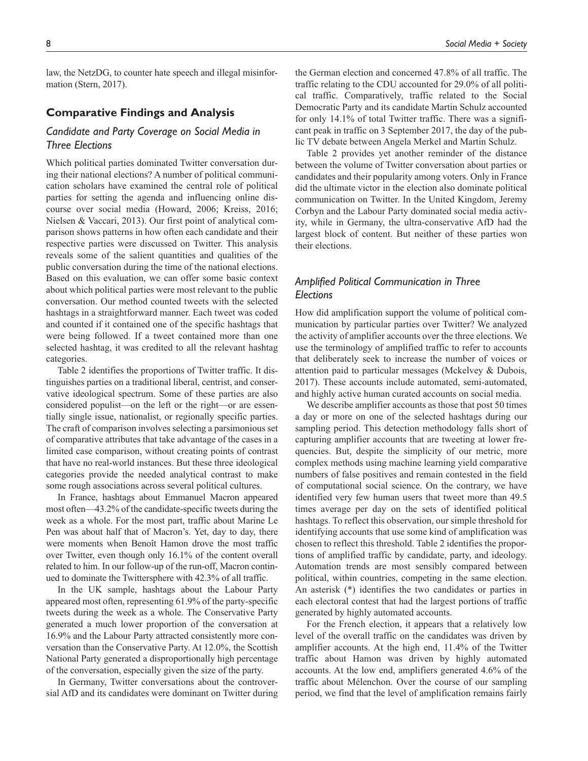law, the NetzDG, to counter hate speech and illegal misinformation (Stern, 2017).

## Comparative Findings and Analysis

### *Candidate and Party Coverage on Social Media in Three Elections*

Which political parties dominated Twitter conversation during their national elections? A number of political communication scholars have examined the central role of political parties for setting the agenda and influencing online discourse over social media (Howard, 2006; Kreiss, 2016; Nielsen & Vaccari, 2013). Our first point of analytical comparison shows patterns in how often each candidate and their respective parties were discussed on Twitter. This analysis reveals some of the salient quantities and qualities of the public conversation during the time of the national elections. Based on this evaluation, we can offer some basic context about which political parties were most relevant to the public conversation. Our method counted tweets with the selected hashtags in a straightforward manner. Each tweet was coded and counted if it contained one of the specific hashtags that were being followed. If a tweet contained more than one selected hashtag, it was credited to all the relevant hashtag categories.

Table 2 identifies the proportions of Twitter traffic. It distinguishes parties on a traditional liberal, centrist, and conservative ideological spectrum. Some of these parties are also considered populist—on the left or the right—or are essentially single issue, nationalist, or regionally specific parties. The craft of comparison involves selecting a parsimonious set of comparative attributes that take advantage of the cases in a limited case comparison, without creating points of contrast that have no real-world instances. But these three ideological categories provide the needed analytical contrast to make some rough associations across several political cultures.

In France, hashtags about Emmanuel Macron appeared most often—43.2% of the candidate-specific tweets during the week as a whole. For the most part, traffic about Marine Le Pen was about half that of Macron's. Yet, day to day, there were moments when Benoît Hamon drove the most traffic over Twitter, even though only 16.1% of the content overall related to him. In our follow-up of the run-off, Macron continued to dominate the Twittersphere with 42.3% of all traffic.

In the UK sample, hashtags about the Labour Party appeared most often, representing 61.9% of the party-specific tweets during the week as a whole. The Conservative Party generated a much lower proportion of the conversation at 16.9% and the Labour Party attracted consistently more conversation than the Conservative Party. At 12.0%, the Scottish National Party generated a disproportionally high percentage of the conversation, especially given the size of the party.

In Germany, Twitter conversations about the controversial AfD and its candidates were dominant on Twitter during the German election and concerned 47.8% of all traffic. The traffic relating to the CDU accounted for 29.0% of all political traffic. Comparatively, traffic related to the Social Democratic Party and its candidate Martin Schulz accounted for only 14.1% of total Twitter traffic. There was a significant peak in traffic on 3 September 2017, the day of the public TV debate between Angela Merkel and Martin Schulz.

Table 2 provides yet another reminder of the distance between the volume of Twitter conversation about parties or candidates and their popularity among voters. Only in France did the ultimate victor in the election also dominate political communication on Twitter. In the United Kingdom, Jeremy Corbyn and the Labour Party dominated social media activity, while in Germany, the ultra-conservative AfD had the largest block of content. But neither of these parties won their elections.

### *Amplified Political Communication in Three Elections*

How did amplification support the volume of political communication by particular parties over Twitter? We analyzed the activity of amplifier accounts over the three elections. We use the terminology of amplified traffic to refer to accounts that deliberately seek to increase the number of voices or attention paid to particular messages (Mckelvey & Dubois, 2017). These accounts include automated, semi-automated, and highly active human curated accounts on social media.

We describe amplifier accounts as those that post 50 times a day or more on one of the selected hashtags during our sampling period. This detection methodology falls short of capturing amplifier accounts that are tweeting at lower frequencies. But, despite the simplicity of our metric, more complex methods using machine learning yield comparative numbers of false positives and remain contested in the field of computational social science. On the contrary, we have identified very few human users that tweet more than 49.5 times average per day on the sets of identified political hashtags. To reflect this observation, our simple threshold for identifying accounts that use some kind of amplification was chosen to reflect this threshold. Table 2 identifies the proportions of amplified traffic by candidate, party, and ideology. Automation trends are most sensibly compared between political, within countries, competing in the same election. An asterisk (*) identifies the two candidates or parties in each electoral contest that had the largest portions of traffic generated by highly automated accounts.

For the French election, it appears that a relatively low level of the overall traffic on the candidates was driven by amplifier accounts. At the high end, 11.4% of the Twitter traffic about Hamon was driven by highly automated accounts. At the low end, amplifiers generated 4.6% of the traffic about Mélenchon. Over the course of our sampling period, we find that the level of amplification remains fairly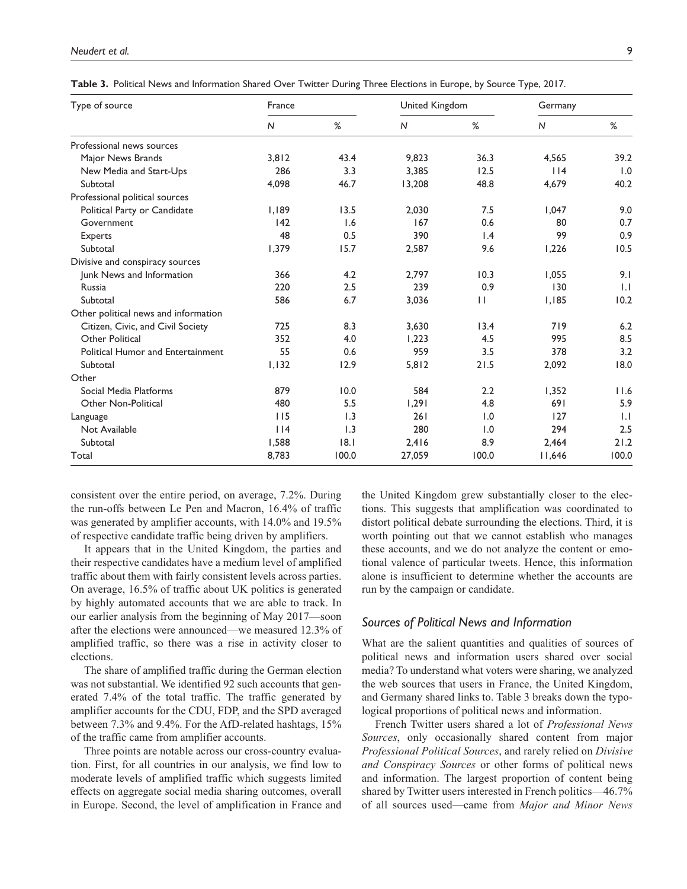**Table 3.** Political News and Information Shared Over Twitter During Three Elections in Europe, by Source Type, 2017.

| Type of source | France | | United Kingdom | | Germany | |
|---|---|---|---|---|---|---|
| | N | % | N | % | N | % |
| Professional news sources | | | | | | |
| Major News Brands | 3,812 | 43.4 | 9,823 | 36.3 | 4,565 | 39.2 |
| New Media and Start-Ups | 286 | 3.3 | 3,385 | 12.5 | 114 | 1.0 |
| Subtotal | 4,098 | 46.7 | 13,208 | 48.8 | 4,679 | 40.2 |
| Professional political sources | | | | | | |
| Political Party or Candidate | 1,189 | 13.5 | 2,030 | 7.5 | 1,047 | 9.0 |
| Government | 142 | 1.6 | 167 | 0.6 | 80 | 0.7 |
| Experts | 48 | 0.5 | 390 | 1.4 | 99 | 0.9 |
| Subtotal | 1,379 | 15.7 | 2,587 | 9.6 | 1,226 | 10.5 |
| Divisive and conspiracy sources | | | | | | |
| Junk News and Information | 366 | 4.2 | 2,797 | 10.3 | 1,055 | 9.1 |
| Russia | 220 | 2.5 | 239 | 0.9 | 130 | 1.1 |
| Subtotal | 586 | 6.7 | 3,036 | 11 | 1,185 | 10.2 |
| Other political news and information | | | | | | |
| Citizen, Civic, and Civil Society | 725 | 8.3 | 3,630 | 13.4 | 719 | 6.2 |
| Other Political | 352 | 4.0 | 1,223 | 4.5 | 995 | 8.5 |
| Political Humor and Entertainment | 55 | 0.6 | 959 | 3.5 | 378 | 3.2 |
| Subtotal | 1,132 | 12.9 | 5,812 | 21.5 | 2,092 | 18.0 |
| Other | | | | | | |
| Social Media Platforms | 879 | 10.0 | 584 | 2.2 | 1,352 | 11.6 |
| Other Non-Political | 480 | 5.5 | 1,291 | 4.8 | 691 | 5.9 |
| Language | 115 | 1.3 | 261 | 1.0 | 127 | 1.1 |
| Not Available | 114 | 1.3 | 280 | 1.0 | 294 | 2.5 |
| Subtotal | 1,588 | 18.1 | 2,416 | 8.9 | 2,464 | 21.2 |
| Total | 8,783 | 100.0 | 27,059 | 100.0 | 11,646 | 100.0 |

consistent over the entire period, on average, 7.2%. During the run-offs between Le Pen and Macron, 16.4% of traffic was generated by amplifier accounts, with 14.0% and 19.5% of respective candidate traffic being driven by amplifiers.

It appears that in the United Kingdom, the parties and their respective candidates have a medium level of amplified traffic about them with fairly consistent levels across parties. On average, 16.5% of traffic about UK politics is generated by highly automated accounts that we are able to track. In our earlier analysis from the beginning of May 2017—soon after the elections were announced—we measured 12.3% of amplified traffic, so there was a rise in activity closer to elections.

The share of amplified traffic during the German election was not substantial. We identified 92 such accounts that generated 7.4% of the total traffic. The traffic generated by amplifier accounts for the CDU, FDP, and the SPD averaged between 7.3% and 9.4%. For the AfD-related hashtags, 15% of the traffic came from amplifier accounts.

Three points are notable across our cross-country evaluation. First, for all countries in our analysis, we find low to moderate levels of amplified traffic which suggests limited effects on aggregate social media sharing outcomes, overall in Europe. Second, the level of amplification in France and the United Kingdom grew substantially closer to the elections. This suggests that amplification was coordinated to distort political debate surrounding the elections. Third, it is worth pointing out that we cannot establish who manages these accounts, and we do not analyze the content or emotional valence of particular tweets. Hence, this information alone is insufficient to determine whether the accounts are run by the campaign or candidate.

### *Sources of Political News and Information*

What are the salient quantities and qualities of sources of political news and information users shared over social media? To understand what voters were sharing, we analyzed the web sources that users in France, the United Kingdom, and Germany shared links to. Table 3 breaks down the typological proportions of political news and information.

French Twitter users shared a lot of *Professional News Sources*, only occasionally shared content from major *Professional Political Sources*, and rarely relied on *Divisive and Conspiracy Sources* or other forms of political news and information. The largest proportion of content being shared by Twitter users interested in French politics—46.7% of all sources used—came from *Major and Minor News*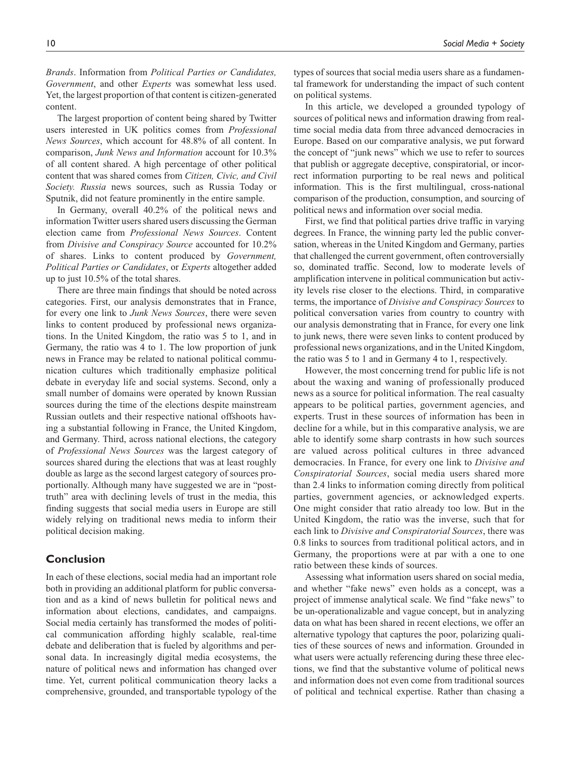*Brands*. Information from *Political Parties or Candidates, Government*, and other *Experts* was somewhat less used. Yet, the largest proportion of that content is citizen-generated content.

The largest proportion of content being shared by Twitter users interested in UK politics comes from *Professional News Sources*, which account for 48.8% of all content. In comparison, *Junk News and Information* account for 10.3% of all content shared. A high percentage of other political content that was shared comes from *Citizen, Civic, and Civil Society. Russia* news sources, such as Russia Today or Sputnik, did not feature prominently in the entire sample.

In Germany, overall 40.2% of the political news and information Twitter users shared users discussing the German election came from *Professional News Sources*. Content from *Divisive and Conspiracy Source* accounted for 10.2% of shares. Links to content produced by *Government, Political Parties or Candidates*, or *Experts* altogether added up to just 10.5% of the total shares.

There are three main findings that should be noted across categories. First, our analysis demonstrates that in France, for every one link to *Junk News Sources*, there were seven links to content produced by professional news organizations. In the United Kingdom, the ratio was 5 to 1, and in Germany, the ratio was 4 to 1. The low proportion of junk news in France may be related to national political communication cultures which traditionally emphasize political debate in everyday life and social systems. Second, only a small number of domains were operated by known Russian sources during the time of the elections despite mainstream Russian outlets and their respective national offshoots having a substantial following in France, the United Kingdom, and Germany. Third, across national elections, the category of *Professional News Sources* was the largest category of sources shared during the elections that was at least roughly double as large as the second largest category of sources proportionally. Although many have suggested we are in "post-truth" area with declining levels of trust in the media, this finding suggests that social media users in Europe are still widely relying on traditional news media to inform their political decision making.

## Conclusion

In each of these elections, social media had an important role both in providing an additional platform for public conversation and as a kind of news bulletin for political news and information about elections, candidates, and campaigns. Social media certainly has transformed the modes of political communication affording highly scalable, real-time debate and deliberation that is fueled by algorithms and personal data. In increasingly digital media ecosystems, the nature of political news and information has changed over time. Yet, current political communication theory lacks a comprehensive, grounded, and transportable typology of the types of sources that social media users share as a fundamental framework for understanding the impact of such content on political systems.

In this article, we developed a grounded typology of sources of political news and information drawing from real-time social media data from three advanced democracies in Europe. Based on our comparative analysis, we put forward the concept of "junk news" which we use to refer to sources that publish or aggregate deceptive, conspiratorial, or incorrect information purporting to be real news and political information. This is the first multilingual, cross-national comparison of the production, consumption, and sourcing of political news and information over social media.

First, we find that political parties drive traffic in varying degrees. In France, the winning party led the public conversation, whereas in the United Kingdom and Germany, parties that challenged the current government, often controversially so, dominated traffic. Second, low to moderate levels of amplification intervene in political communication but activity levels rise closer to the elections. Third, in comparative terms, the importance of *Divisive and Conspiracy Sources* to political conversation varies from country to country with our analysis demonstrating that in France, for every one link to junk news, there were seven links to content produced by professional news organizations, and in the United Kingdom, the ratio was 5 to 1 and in Germany 4 to 1, respectively.

However, the most concerning trend for public life is not about the waxing and waning of professionally produced news as a source for political information. The real casualty appears to be political parties, government agencies, and experts. Trust in these sources of information has been in decline for a while, but in this comparative analysis, we are able to identify some sharp contrasts in how such sources are valued across political cultures in three advanced democracies. In France, for every one link to *Divisive and Conspiratorial Sources*, social media users shared more than 2.4 links to information coming directly from political parties, government agencies, or acknowledged experts. One might consider that ratio already too low. But in the United Kingdom, the ratio was the inverse, such that for each link to *Divisive and Conspiratorial Sources*, there was 0.8 links to sources from traditional political actors, and in Germany, the proportions were at par with a one to one ratio between these kinds of sources.

Assessing what information users shared on social media, and whether "fake news" even holds as a concept, was a project of immense analytical scale. We find "fake news" to be un-operationalizable and vague concept, but in analyzing data on what has been shared in recent elections, we offer an alternative typology that captures the poor, polarizing qualities of these sources of news and information. Grounded in what users were actually referencing during these three elections, we find that the substantive volume of political news and information does not even come from traditional sources of political and technical expertise. Rather than chasing a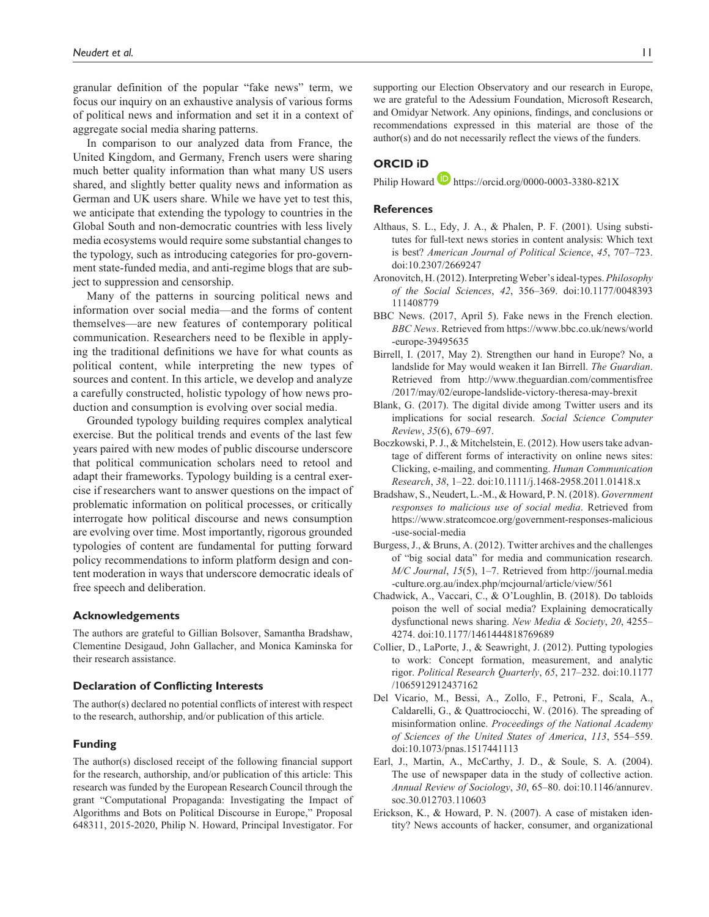granular definition of the popular "fake news" term, we focus our inquiry on an exhaustive analysis of various forms of political news and information and set it in a context of aggregate social media sharing patterns.

In comparison to our analyzed data from France, the United Kingdom, and Germany, French users were sharing much better quality information than what many US users shared, and slightly better quality news and information as German and UK users share. While we have yet to test this, we anticipate that extending the typology to countries in the Global South and non-democratic countries with less lively media ecosystems would require some substantial changes to the typology, such as introducing categories for pro-government state-funded media, and anti-regime blogs that are subject to suppression and censorship.

Many of the patterns in sourcing political news and information over social media—and the forms of content themselves—are new features of contemporary political communication. Researchers need to be flexible in applying the traditional definitions we have for what counts as political content, while interpreting the new types of sources and content. In this article, we develop and analyze a carefully constructed, holistic typology of how news production and consumption is evolving over social media.

Grounded typology building requires complex analytical exercise. But the political trends and events of the last few years paired with new modes of public discourse underscore that political communication scholars need to retool and adapt their frameworks. Typology building is a central exercise if researchers want to answer questions on the impact of problematic information on political processes, or critically interrogate how political discourse and news consumption are evolving over time. Most importantly, rigorous grounded typologies of content are fundamental for putting forward policy recommendations to inform platform design and content moderation in ways that underscore democratic ideals of free speech and deliberation.

## Acknowledgements

The authors are grateful to Gillian Bolsover, Samantha Bradshaw, Clementine Desigaud, John Gallacher, and Monica Kaminska for their research assistance.

## Declaration of Conflicting Interests

The author(s) declared no potential conflicts of interest with respect to the research, authorship, and/or publication of this article.

## Funding

The author(s) disclosed receipt of the following financial support for the research, authorship, and/or publication of this article: This research was funded by the European Research Council through the grant "Computational Propaganda: Investigating the Impact of Algorithms and Bots on Political Discourse in Europe," Proposal 648311, 2015-2020, Philip N. Howard, Principal Investigator. For supporting our Election Observatory and our research in Europe, we are grateful to the Adessium Foundation, Microsoft Research, and Omidyar Network. Any opinions, findings, and conclusions or recommendations expressed in this material are those of the author(s) and do not necessarily reflect the views of the funders.

## ORCID iD

Philip Howard https://orcid.org/0000-0003-3380-821X

## References

Althaus, S. L., Edy, J. A., & Phalen, P. F. (2001). Using substitutes for full-text news stories in content analysis: Which text is best? *American Journal of Political Science*, *45*, 707–723. doi:10.2307/2669247

Aronovitch, H. (2012). Interpreting Weber's ideal-types. *Philosophy of the Social Sciences*, *42*, 356–369. doi:10.1177/0048393111408779

BBC News. (2017, April 5). Fake news in the French election. *BBC News*. Retrieved from https://www.bbc.co.uk/news/world-europe-39495635

Birrell, I. (2017, May 2). Strengthen our hand in Europe? No, a landslide for May would weaken it Ian Birrell. *The Guardian*. Retrieved from http://www.theguardian.com/commentisfree/2017/may/02/europe-landslide-victory-theresa-may-brexit

Blank, G. (2017). The digital divide among Twitter users and its implications for social research. *Social Science Computer Review*, *35*(6), 679–697.

Boczkowski, P. J., & Mitchelstein, E. (2012). How users take advantage of different forms of interactivity on online news sites: Clicking, e-mailing, and commenting. *Human Communication Research*, *38*, 1–22. doi:10.1111/j.1468-2958.2011.01418.x

Bradshaw, S., Neudert, L.-M., & Howard, P. N. (2018). *Government responses to malicious use of social media*. Retrieved from https://www.stratcomcoe.org/government-responses-malicious-use-social-media

Burgess, J., & Bruns, A. (2012). Twitter archives and the challenges of "big social data" for media and communication research. *M/C Journal*, *15*(5), 1–7. Retrieved from http://journal.media-culture.org.au/index.php/mcjournal/article/view/561

Chadwick, A., Vaccari, C., & O'Loughlin, B. (2018). Do tabloids poison the well of social media? Explaining democratically dysfunctional news sharing. *New Media & Society*, *20*, 4255–4274. doi:10.1177/1461444818769689

Collier, D., LaPorte, J., & Seawright, J. (2012). Putting typologies to work: Concept formation, measurement, and analytic rigor. *Political Research Quarterly*, *65*, 217–232. doi:10.1177/1065912912437162

Del Vicario, M., Bessi, A., Zollo, F., Petroni, F., Scala, A., Caldarelli, G., & Quattrociocchi, W. (2016). The spreading of misinformation online. *Proceedings of the National Academy of Sciences of the United States of America*, *113*, 554–559. doi:10.1073/pnas.1517441113

Earl, J., Martin, A., McCarthy, J. D., & Soule, S. A. (2004). The use of newspaper data in the study of collective action. *Annual Review of Sociology*, *30*, 65–80. doi:10.1146/annurev.soc.30.012703.110603

Erickson, K., & Howard, P. N. (2007). A case of mistaken identity? News accounts of hacker, consumer, and organizational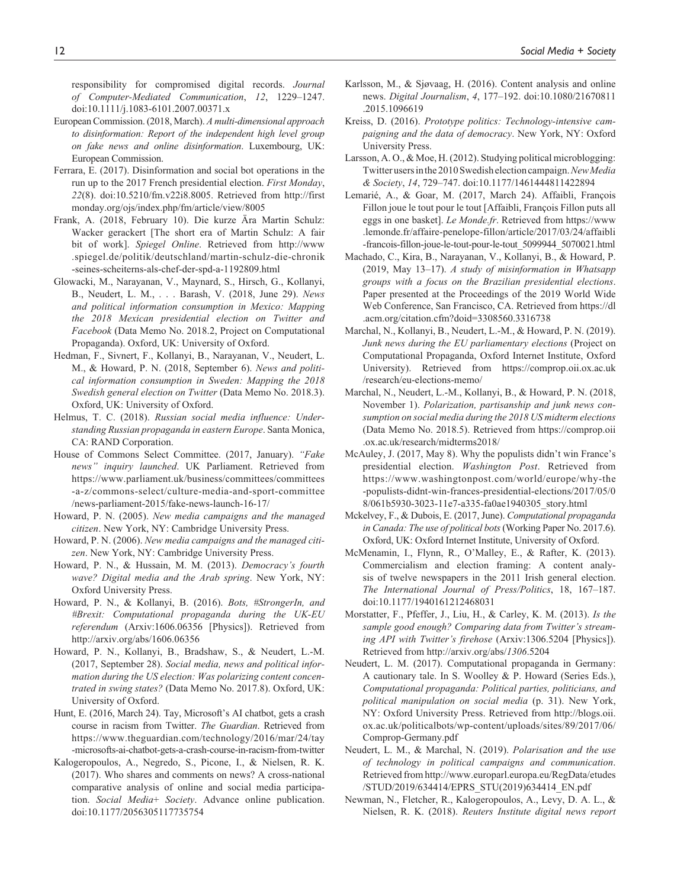responsibility for compromised digital records. *Journal of Computer-Mediated Communication*, *12*, 1229–1247. doi:10.1111/j.1083-6101.2007.00371.x

European Commission. (2018, March). *A multi-dimensional approach to disinformation: Report of the independent high level group on fake news and online disinformation*. Luxembourg, UK: European Commission.

Ferrara, E. (2017). Disinformation and social bot operations in the run up to the 2017 French presidential election. *First Monday*, *22*(8). doi:10.5210/fm.v22i8.8005. Retrieved from http://firstmonday.org/ojs/index.php/fm/article/view/8005

Frank, A. (2018, February 10). Die kurze Ära Martin Schulz: Wacker gerackert [The short era of Martin Schulz: A fair bit of work]. *Spiegel Online*. Retrieved from http://www.spiegel.de/politik/deutschland/martin-schulz-die-chronik-seines-scheiterns-als-chef-der-spd-a-1192809.html

Glowacki, M., Narayanan, V., Maynard, S., Hirsch, G., Kollanyi, B., Neudert, L. M., . . . Barash, V. (2018, June 29). *News and political information consumption in Mexico: Mapping the 2018 Mexican presidential election on Twitter and Facebook* (Data Memo No. 2018.2, Project on Computational Propaganda). Oxford, UK: University of Oxford.

Hedman, F., Sivnert, F., Kollanyi, B., Narayanan, V., Neudert, L. M., & Howard, P. N. (2018, September 6). *News and political information consumption in Sweden: Mapping the 2018 Swedish general election on Twitter* (Data Memo No. 2018.3). Oxford, UK: University of Oxford.

Helmus, T. C. (2018). *Russian social media influence: Understanding Russian propaganda in eastern Europe*. Santa Monica, CA: RAND Corporation.

House of Commons Select Committee. (2017, January). *"Fake news" inquiry launched*. UK Parliament. Retrieved from https://www.parliament.uk/business/committees/committees-a-z/commons-select/culture-media-and-sport-committee/news-parliament-2015/fake-news-launch-16-17/

Howard, P. N. (2005). *New media campaigns and the managed citizen*. New York, NY: Cambridge University Press.

Howard, P. N. (2006). *New media campaigns and the managed citizen*. New York, NY: Cambridge University Press.

Howard, P. N., & Hussain, M. M. (2013). *Democracy's fourth wave? Digital media and the Arab spring*. New York, NY: Oxford University Press.

Howard, P. N., & Kollanyi, B. (2016). *Bots, #StrongerIn, and #Brexit: Computational propaganda during the UK-EU referendum* (Arxiv:1606.06356 [Physics]). Retrieved from http://arxiv.org/abs/1606.06356

Howard, P. N., Kollanyi, B., Bradshaw, S., & Neudert, L.-M. (2017, September 28). *Social media, news and political information during the US election: Was polarizing content concentrated in swing states?* (Data Memo No. 2017.8). Oxford, UK: University of Oxford.

Hunt, E. (2016, March 24). Tay, Microsoft's AI chatbot, gets a crash course in racism from Twitter. *The Guardian*. Retrieved from https://www.theguardian.com/technology/2016/mar/24/tay-microsofts-ai-chatbot-gets-a-crash-course-in-racism-from-twitter

Kalogeropoulos, A., Negredo, S., Picone, I., & Nielsen, R. K. (2017). Who shares and comments on news? A cross-national comparative analysis of online and social media participation. *Social Media+ Society*. Advance online publication. doi:10.1177/2056305117735754

Karlsson, M., & Sjøvaag, H. (2016). Content analysis and online news. *Digital Journalism*, *4*, 177–192. doi:10.1080/21670811.2015.1096619

Kreiss, D. (2016). *Prototype politics: Technology-intensive campaigning and the data of democracy*. New York, NY: Oxford University Press.

Larsson, A. O., & Moe, H. (2012). Studying political microblogging: Twitter users in the 2010 Swedish election campaign. *New Media & Society*, *14*, 729–747. doi:10.1177/1461444811422894

Lemarié, A., & Goar, M. (2017, March 24). Affaibli, François Fillon joue le tout pour le tout [Affaibli, François Fillon puts all eggs in one basket]. *Le Monde.fr*. Retrieved from https://www.lemonde.fr/affaire-penelope-fillon/article/2017/03/24/affaibli-francois-fillon-joue-le-tout-pour-le-tout_5099944_5070021.html

Machado, C., Kira, B., Narayanan, V., Kollanyi, B., & Howard, P. (2019, May 13–17). *A study of misinformation in Whatsapp groups with a focus on the Brazilian presidential elections*. Paper presented at the Proceedings of the 2019 World Wide Web Conference, San Francisco, CA. Retrieved from https://dl.acm.org/citation.cfm?doid=3308560.3316738

Marchal, N., Kollanyi, B., Neudert, L.-M., & Howard, P. N. (2019). *Junk news during the EU parliamentary elections* (Project on Computational Propaganda, Oxford Internet Institute, Oxford University). Retrieved from https://comprop.oii.ox.ac.uk/research/eu-elections-memo/

Marchal, N., Neudert, L.-M., Kollanyi, B., & Howard, P. N. (2018, November 1). *Polarization, partisanship and junk news consumption on social media during the 2018 US midterm elections* (Data Memo No. 2018.5). Retrieved from https://comprop.oii.ox.ac.uk/research/midterms2018/

McAuley, J. (2017, May 8). Why the populists didn't win France's presidential election. *Washington Post*. Retrieved from https://www.washingtonpost.com/world/europe/why-the-populists-didnt-win-frances-presidential-elections/2017/05/08/061b5930-3023-11e7-a335-fa0ae1940305_story.html

Mckelvey, F., & Dubois, E. (2017, June). *Computational propaganda in Canada: The use of political bots* (Working Paper No. 2017.6). Oxford, UK: Oxford Internet Institute, University of Oxford.

McMenamin, I., Flynn, R., O'Malley, E., & Rafter, K. (2013). Commercialism and election framing: A content analysis of twelve newspapers in the 2011 Irish general election. *The International Journal of Press/Politics*, 18, 167–187. doi:10.1177/1940161212468031

Morstatter, F., Pfeffer, J., Liu, H., & Carley, K. M. (2013). *Is the sample good enough? Comparing data from Twitter's streaming API with Twitter's firehose* (Arxiv:1306.5204 [Physics]). Retrieved from http://arxiv.org/abs/*1306*.5204

Neudert, L. M. (2017). Computational propaganda in Germany: A cautionary tale. In S. Woolley & P. Howard (Series Eds.), *Computational propaganda: Political parties, politicians, and political manipulation on social media* (p. 31). New York, NY: Oxford University Press. Retrieved from http://blogs.oii.ox.ac.uk/politicalbots/wp-content/uploads/sites/89/2017/06/Comprop-Germany.pdf

Neudert, L. M., & Marchal, N. (2019). *Polarisation and the use of technology in political campaigns and communication*. Retrieved from http://www.europarl.europa.eu/RegData/etudes/STUD/2019/634414/EPRS_STU(2019)634414_EN.pdf

Newman, N., Fletcher, R., Kalogeropoulos, A., Levy, D. A. L., & Nielsen, R. K. (2018). *Reuters Institute digital news report*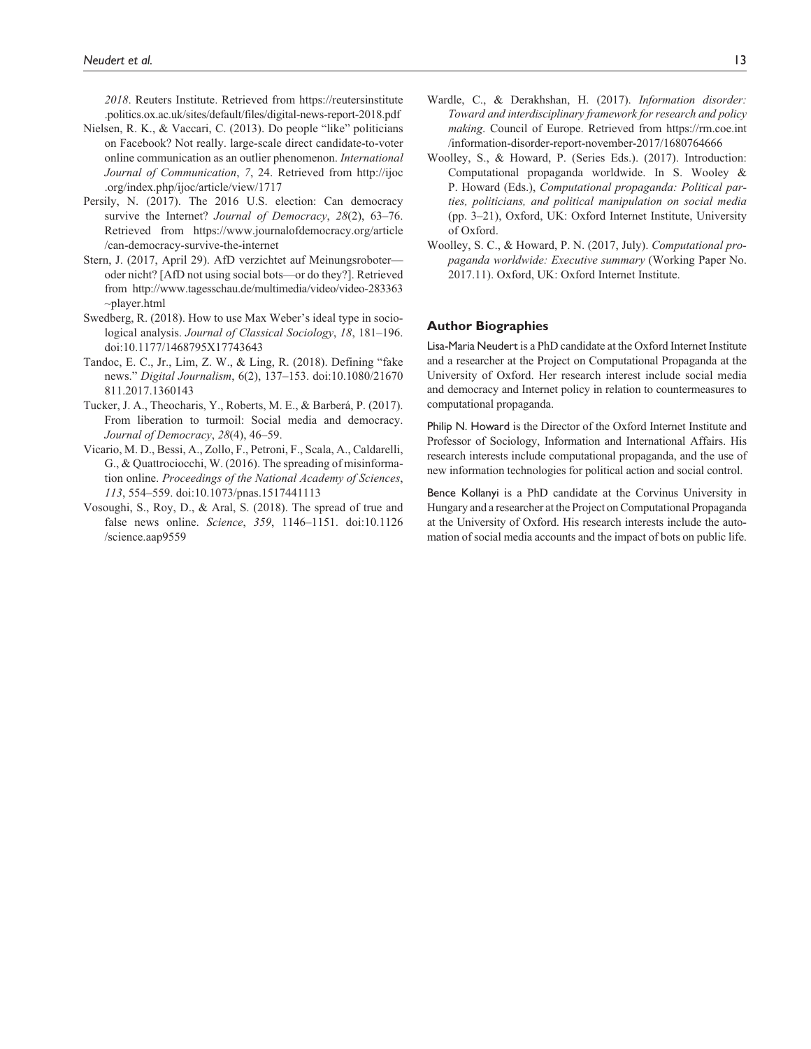*2018*. Reuters Institute. Retrieved from https://reutersinstitute.politics.ox.ac.uk/sites/default/files/digital-news-report-2018.pdf

Nielsen, R. K., & Vaccari, C. (2013). Do people "like" politicians on Facebook? Not really. large-scale direct candidate-to-voter online communication as an outlier phenomenon. *International Journal of Communication*, *7*, 24. Retrieved from http://ijoc.org/index.php/ijoc/article/view/1717

Persily, N. (2017). The 2016 U.S. election: Can democracy survive the Internet? *Journal of Democracy*, *28*(2), 63–76. Retrieved from https://www.journalofdemocracy.org/article/can-democracy-survive-the-internet

Stern, J. (2017, April 29). AfD verzichtet auf Meinungsroboter—oder nicht? [AfD not using social bots—or do they?]. Retrieved from http://www.tagesschau.de/multimedia/video/video-283363~player.html

Swedberg, R. (2018). How to use Max Weber's ideal type in sociological analysis. *Journal of Classical Sociology*, *18*, 181–196. doi:10.1177/1468795X17743643

Tandoc, E. C., Jr., Lim, Z. W., & Ling, R. (2018). Defining "fake news." *Digital Journalism*, 6(2), 137–153. doi:10.1080/21670811.2017.1360143

Tucker, J. A., Theocharis, Y., Roberts, M. E., & Barberá, P. (2017). From liberation to turmoil: Social media and democracy. *Journal of Democracy*, *28*(4), 46–59.

Vicario, M. D., Bessi, A., Zollo, F., Petroni, F., Scala, A., Caldarelli, G., & Quattrociocchi, W. (2016). The spreading of misinformation online. *Proceedings of the National Academy of Sciences*, *113*, 554–559. doi:10.1073/pnas.1517441113

Vosoughi, S., Roy, D., & Aral, S. (2018). The spread of true and false news online. *Science*, *359*, 1146–1151. doi:10.1126/science.aap9559

Wardle, C., & Derakhshan, H. (2017). *Information disorder: Toward and interdisciplinary framework for research and policy making*. Council of Europe. Retrieved from https://rm.coe.int/information-disorder-report-november-2017/1680764666

Woolley, S., & Howard, P. (Series Eds.). (2017). Introduction: Computational propaganda worldwide. In S. Wooley & P. Howard (Eds.), *Computational propaganda: Political parties, politicians, and political manipulation on social media* (pp. 3–21), Oxford, UK: Oxford Internet Institute, University of Oxford.

Woolley, S. C., & Howard, P. N. (2017, July). *Computational propaganda worldwide: Executive summary* (Working Paper No. 2017.11). Oxford, UK: Oxford Internet Institute.

## Author Biographies

**Lisa-Maria Neudert** is a PhD candidate at the Oxford Internet Institute and a researcher at the Project on Computational Propaganda at the University of Oxford. Her research interest include social media and democracy and Internet policy in relation to countermeasures to computational propaganda.

**Philip N. Howard** is the Director of the Oxford Internet Institute and Professor of Sociology, Information and International Affairs. His research interests include computational propaganda, and the use of new information technologies for political action and social control.

**Bence Kollanyi** is a PhD candidate at the Corvinus University in Hungary and a researcher at the Project on Computational Propaganda at the University of Oxford. His research interests include the automation of social media accounts and the impact of bots on public life.